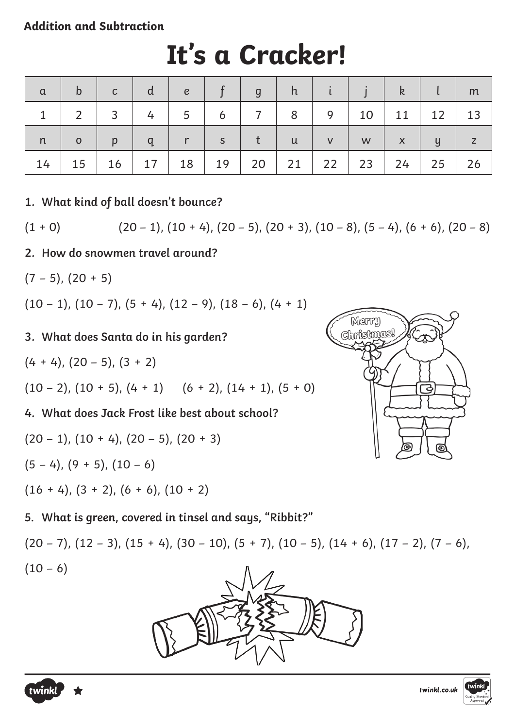**Addition and Subtraction**

# It's a Cracker!

| a | b | c | d | e | f | g | h | i | j | k | l | m |
|---|---|---|---|---|---|---|---|---|---|---|---|---|
| 1 | 2 | 3 | 4 | 5 | 6 | 7 | 8 | 9 | 10 | 11 | 12 | 13 |
| n | o | p | q | r | s | t | u | v | w | x | y | z |
| 14 | 15 | 16 | 17 | 18 | 19 | 20 | 21 | 22 | 23 | 24 | 25 | 26 |

1. **What kind of ball doesn't bounce?**

(1 + 0)  (20 – 1), (10 + 4), (20 – 5), (20 + 3), (10 – 8), (5 – 4), (6 + 6), (20 – 8)

2. **How do snowmen travel around?**

(7 – 5), (20 + 5)

(10 – 1), (10 – 7), (5 + 4), (12 – 9), (18 – 6), (4 + 1)

3. **What does Santa do in his garden?**

(4 + 4), (20 – 5), (3 + 2)

(10 – 2), (10 + 5), (4 + 1)  (6 + 2), (14 + 1), (5 + 0)

4. **What does Jack Frost like best about school?**

(20 – 1), (10 + 4), (20 – 5), (20 + 3)

(5 – 4), (9 + 5), (10 – 6)

(16 + 4), (3 + 2), (6 + 6), (10 + 2)

5. **What is green, covered in tinsel and says, "Ribbit?"**

(20 – 7), (12 – 3), (15 + 4), (30 – 10), (5 + 7), (10 – 5), (14 + 6), (17 – 2), (7 – 6), (10 – 6)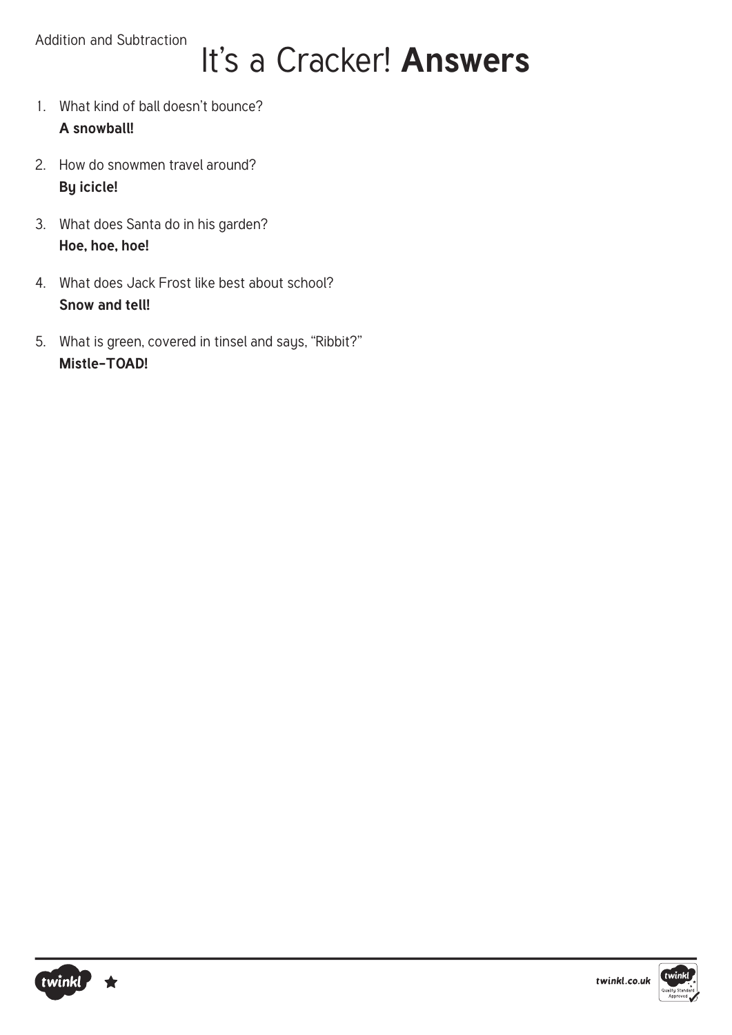Addition and Subtraction

# It's a Cracker! **Answers**

1. What kind of ball doesn't bounce?
   **A snowball!**

2. How do snowmen travel around?
   **By icicle!**

3. What does Santa do in his garden?
   **Hoe, hoe, hoe!**

4. What does Jack Frost like best about school?
   **Snow and tell!**

5. What is green, covered in tinsel and says, "Ribbit?"
   **Mistle-TOAD!**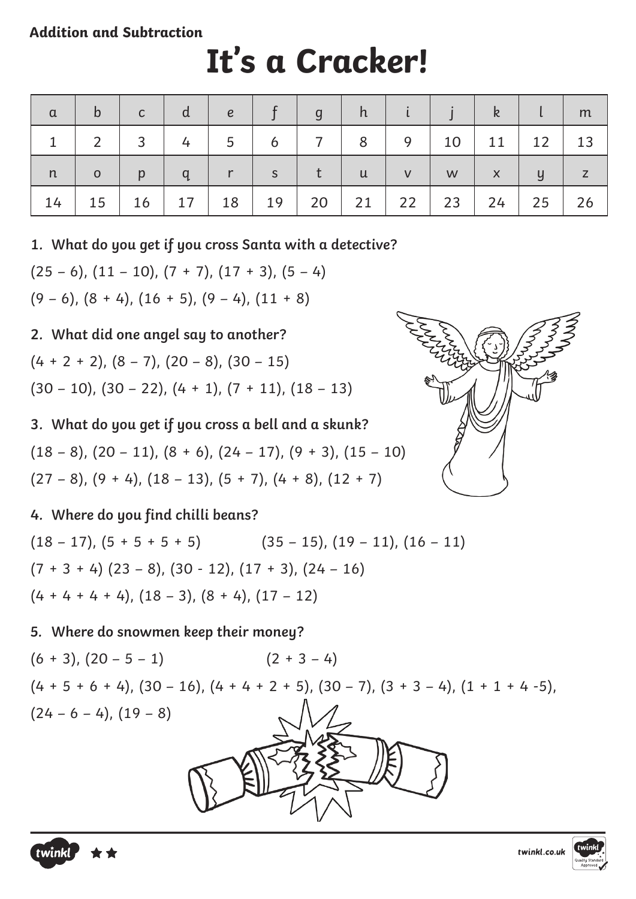Addition and Subtraction

# It's a Cracker!

| a | b | c | d | e | f | g | h | i | j | k | l | m |
|---|---|---|---|---|---|---|---|---|---|---|---|---|
| 1 | 2 | 3 | 4 | 5 | 6 | 7 | 8 | 9 | 10 | 11 | 12 | 13 |
| n | o | p | q | r | s | t | u | v | w | x | y | z |
| 14 | 15 | 16 | 17 | 18 | 19 | 20 | 21 | 22 | 23 | 24 | 25 | 26 |

**1. What do you get if you cross Santa with a detective?**

(25 – 6), (11 – 10), (7 + 7), (17 + 3), (5 – 4)

(9 – 6), (8 + 4), (16 + 5), (9 – 4), (11 + 8)

**2. What did one angel say to another?**

(4 + 2 + 2), (8 – 7), (20 – 8), (30 – 15)

(30 – 10), (30 – 22), (4 + 1), (7 + 11), (18 – 13)

**3. What do you get if you cross a bell and a skunk?**

(18 – 8), (20 – 11), (8 + 6), (24 – 17), (9 + 3), (15 – 10)

(27 – 8), (9 + 4), (18 – 13), (5 + 7), (4 + 8), (12 + 7)

**4. Where do you find chilli beans?**

(18 – 17), (5 + 5 + 5 + 5)     (35 – 15), (19 – 11), (16 – 11)

(7 + 3 + 4) (23 – 8), (30 - 12), (17 + 3), (24 – 16)

(4 + 4 + 4 + 4), (18 – 3), (8 + 4), (17 – 12)

**5. Where do snowmen keep their money?**

(6 + 3), (20 – 5 – 1)     (2 + 3 – 4)

(4 + 5 + 6 + 4), (30 – 16), (4 + 4 + 2 + 5), (30 – 7), (3 + 3 – 4), (1 + 1 + 4 -5),

(24 – 6 – 4), (19 – 8)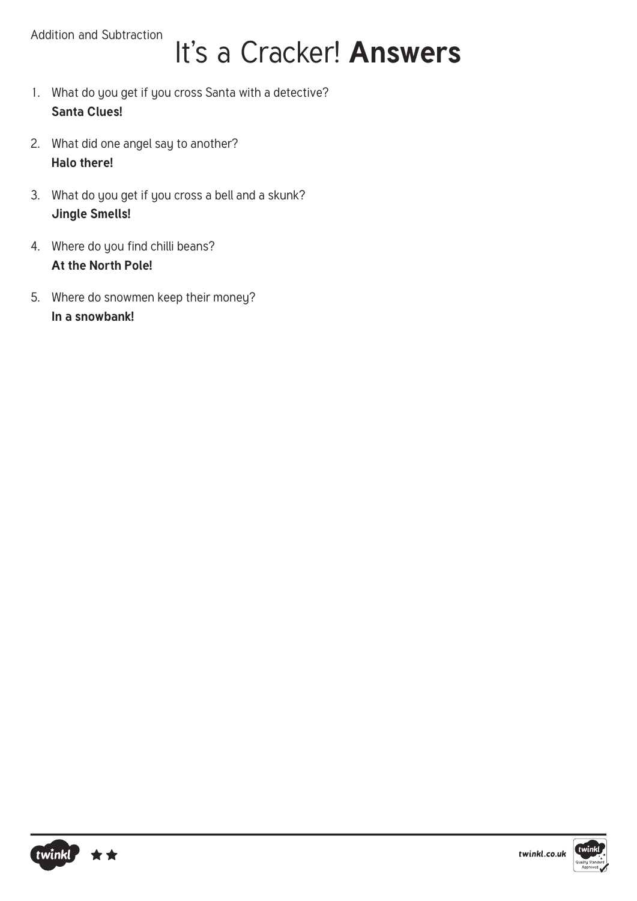Addition and Subtraction

# It's a Cracker! **Answers**

1. What do you get if you cross Santa with a detective?
   **Santa Clues!**

2. What did one angel say to another?
   **Halo there!**

3. What do you get if you cross a bell and a skunk?
   **Jingle Smells!**

4. Where do you find chilli beans?
   **At the North Pole!**

5. Where do snowmen keep their money?
   **In a snowbank!**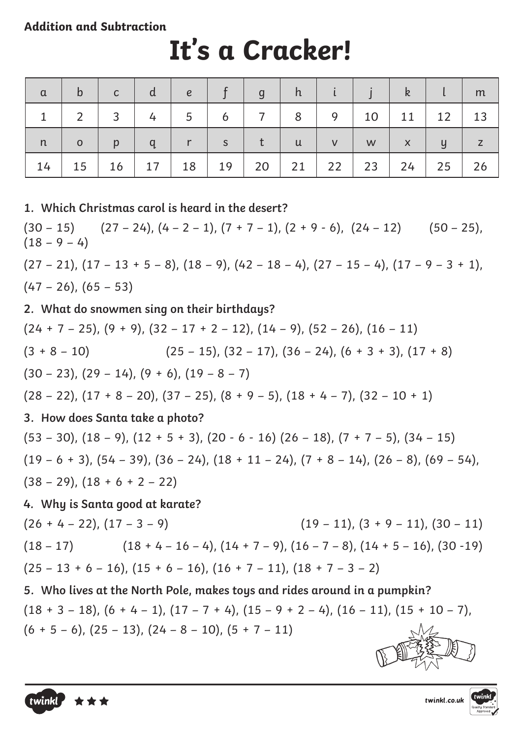**Addition and Subtraction**

# It's a Cracker!

| a | b | c | d | e | f | g | h | i | j | k | l | m |
|---|---|---|---|---|---|---|---|---|---|---|---|---|
| 1 | 2 | 3 | 4 | 5 | 6 | 7 | 8 | 9 | 10 | 11 | 12 | 13 |
| n | o | p | q | r | s | t | u | v | w | x | y | z |
| 14 | 15 | 16 | 17 | 18 | 19 | 20 | 21 | 22 | 23 | 24 | 25 | 26 |

**1. Which Christmas carol is heard in the desert?**

(30 – 15)  (27 – 24), (4 – 2 – 1), (7 + 7 – 1), (2 + 9 - 6), (24 – 12)  (50 – 25), (18 – 9 – 4)

(27 – 21), (17 – 13 + 5 – 8), (18 – 9), (42 – 18 – 4), (27 – 15 – 4), (17 – 9 – 3 + 1),

(47 – 26), (65 – 53)

**2. What do snowmen sing on their birthdays?**

(24 + 7 – 25), (9 + 9), (32 – 17 + 2 – 12), (14 – 9), (52 – 26), (16 – 11)

(3 + 8 – 10)  (25 – 15), (32 – 17), (36 – 24), (6 + 3 + 3), (17 + 8)

(30 – 23), (29 – 14), (9 + 6), (19 – 8 – 7)

(28 – 22), (17 + 8 – 20), (37 – 25), (8 + 9 – 5), (18 + 4 – 7), (32 – 10 + 1)

**3. How does Santa take a photo?**

(53 – 30), (18 – 9), (12 + 5 + 3), (20 - 6 - 16) (26 – 18), (7 + 7 – 5), (34 – 15)

(19 – 6 + 3), (54 – 39), (36 – 24), (18 + 11 – 24), (7 + 8 – 14), (26 – 8), (69 – 54),

(38 – 29), (18 + 6 + 2 – 22)

**4. Why is Santa good at karate?**

(26 + 4 – 22), (17 – 3 – 9)  (19 – 11), (3 + 9 – 11), (30 – 11)

(18 – 17)  (18 + 4 – 16 – 4), (14 + 7 – 9), (16 – 7 – 8), (14 + 5 – 16), (30 -19)

(25 – 13 + 6 – 16), (15 + 6 – 16), (16 + 7 – 11), (18 + 7 – 3 – 2)

**5. Who lives at the North Pole, makes toys and rides around in a pumpkin?**

(18 + 3 – 18), (6 + 4 – 1), (17 – 7 + 4), (15 – 9 + 2 – 4), (16 – 11), (15 + 10 – 7),

(6 + 5 – 6), (25 – 13), (24 – 8 – 10), (5 + 7 – 11)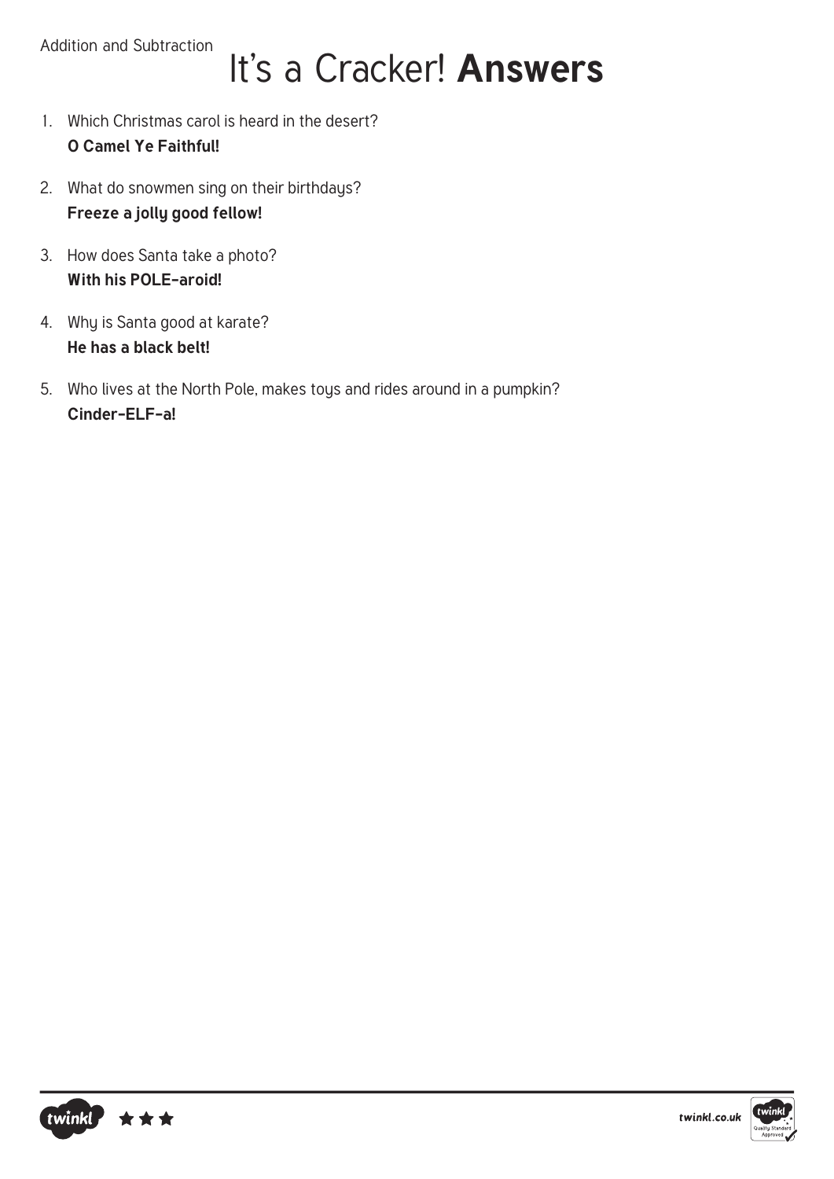Addition and Subtraction

# It's a Cracker! **Answers**

1. Which Christmas carol is heard in the desert?
   **O Camel Ye Faithful!**

2. What do snowmen sing on their birthdays?
   **Freeze a jolly good fellow!**

3. How does Santa take a photo?
   **With his POLE-aroid!**

4. Why is Santa good at karate?
   **He has a black belt!**

5. Who lives at the North Pole, makes toys and rides around in a pumpkin?
   **Cinder-ELF-a!**